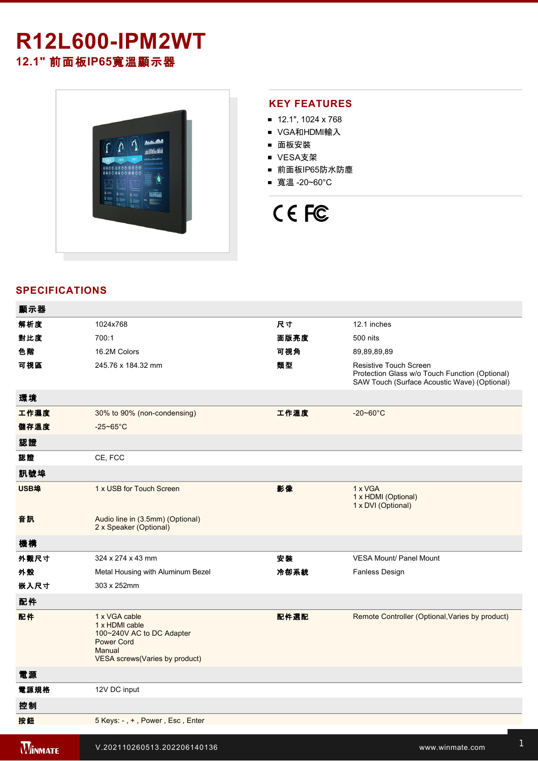# R12L600-IPM2WT

## 12.1" 前面板IP65寬溫顯示器

## KEY FEATURES

- 12.1", 1024 x 768
- VGA和HDMI輸入
- 面板安裝
- VESA支架
- 前面板IP65防水防塵
- 寬溫 -20~60°C

## SPECIFICATIONS

| 顯示器 | | | |
|---|---|---|---|
| 解析度 | 1024x768 | 尺寸 | 12.1 inches |
| 對比度 | 700:1 | 面版亮度 | 500 nits |
| 色階 | 16.2M Colors | 可視角 | 89,89,89,89 |
| 可視區 | 245.76 x 184.32 mm | 類型 | Resistive Touch Screen<br>Protection Glass w/o Touch Function (Optional)<br>SAW Touch (Surface Acoustic Wave) (Optional) |
| **環境** | | | |
| 工作濕度 | 30% to 90% (non-condensing) | 工作溫度 | -20~60°C |
| 儲存溫度 | -25~65°C | | |
| **認證** | | | |
| 認證 | CE, FCC | | |
| **訊號埠** | | | |
| USB埠 | 1 x USB for Touch Screen | 影像 | 1 x VGA<br>1 x HDMI (Optional)<br>1 x DVI (Optional) |
| 音訊 | Audio line in (3.5mm) (Optional)<br>2 x Speaker (Optional) | | |
| **機構** | | | |
| 外觀尺寸 | 324 x 274 x 43 mm | 安裝 | VESA Mount/ Panel Mount |
| 外殼 | Metal Housing with Aluminum Bezel | 冷卻系統 | Fanless Design |
| 嵌入尺寸 | 303 x 252mm | | |
| **配件** | | | |
| 配件 | 1 x VGA cable<br>1 x HDMI cable<br>100~240V AC to DC Adapter<br>Power Cord<br>Manual<br>VESA screws(Varies by product) | 配件選配 | Remote Controller (Optional,Varies by product) |
| **電源** | | | |
| 電源規格 | 12V DC input | | |
| **控制** | | | |
| 按鈕 | 5 Keys: - , + , Power , Esc , Enter | | |

V.202110260513.202206140136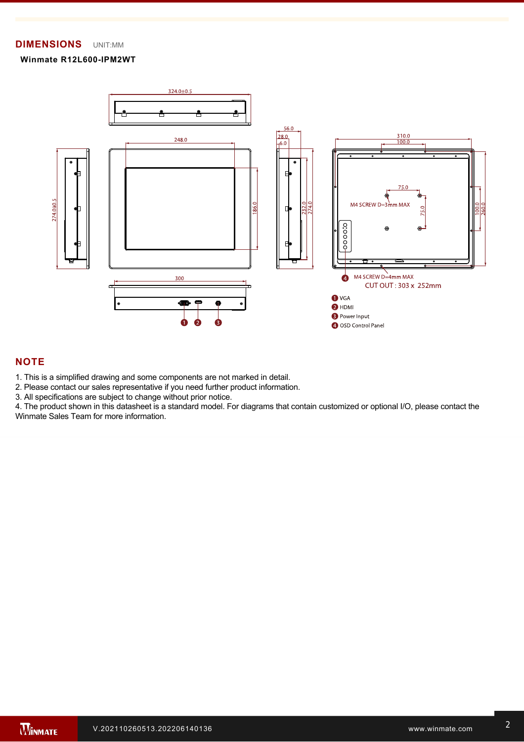## DIMENSIONS UNIT:MM

**Winmate R12L600-IPM2WT**

324.0±0.5

248.0

56.0

28.0

6.0

310.0

100.0

274.0±0.5

186.0

232.0

274.0

75.0

M4 SCREW D=3mm MAX

75.0

100.0

260.0

300

M4 SCREW D=4mm MAX

CUT OUT : 303 x 252mm

1 VGA

2 HDMI

3 Power Input

4 OSD Control Panel

## NOTE

1. This is a simplified drawing and some components are not marked in detail.
2. Please contact our sales representative if you need further product information.
3. All specifications are subject to change without prior notice.
4. The product shown in this datasheet is a standard model. For diagrams that contain customized or optional I/O, please contact the Winmate Sales Team for more information.

V.202110260513.202206140136